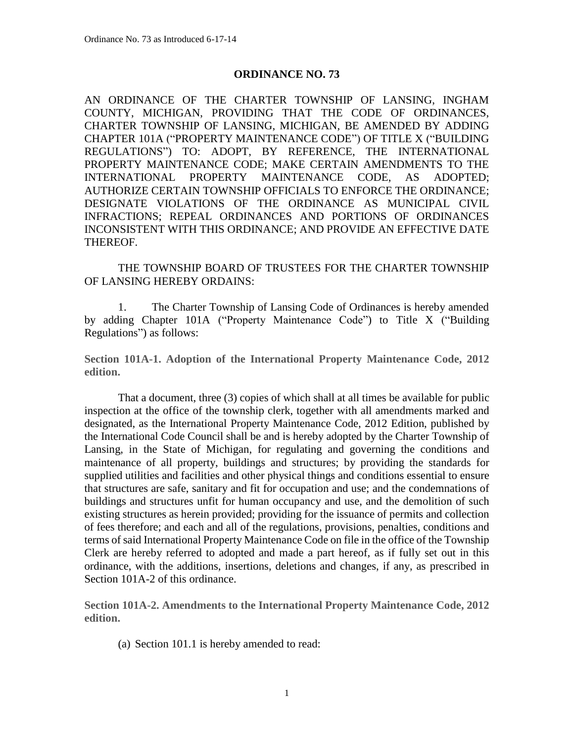# ORDINANCE NO. 73

AN ORDINANCE OF THE CHARTER TOWNSHIP OF LANSING, INGHAM COUNTY, MICHIGAN, PROVIDING THAT THE CODE OF ORDINANCES, CHARTER TOWNSHIP OF LANSING, MICHIGAN, BE AMENDED BY ADDING CHAPTER 101A ("PROPERTY MAINTENANCE CODE") OF TITLE X ("BUILDING REGULATIONS") TO: ADOPT, BY REFERENCE, THE INTERNATIONAL PROPERTY MAINTENANCE CODE; MAKE CERTAIN AMENDMENTS TO THE INTERNATIONAL PROPERTY MAINTENANCE CODE, AS ADOPTED; AUTHORIZE CERTAIN TOWNSHIP OFFICIALS TO ENFORCE THE ORDINANCE; DESIGNATE VIOLATIONS OF THE ORDINANCE AS MUNICIPAL CIVIL INFRACTIONS; REPEAL ORDINANCES AND PORTIONS OF ORDINANCES INCONSISTENT WITH THIS ORDINANCE; AND PROVIDE AN EFFECTIVE DATE THEREOF.

THE TOWNSHIP BOARD OF TRUSTEES FOR THE CHARTER TOWNSHIP OF LANSING HEREBY ORDAINS:

1. The Charter Township of Lansing Code of Ordinances is hereby amended by adding Chapter 101A ("Property Maintenance Code") to Title X ("Building Regulations") as follows:

**Section 101A-1. Adoption of the International Property Maintenance Code, 2012 edition.**

That a document, three (3) copies of which shall at all times be available for public inspection at the office of the township clerk, together with all amendments marked and designated, as the International Property Maintenance Code, 2012 Edition, published by the International Code Council shall be and is hereby adopted by the Charter Township of Lansing, in the State of Michigan, for regulating and governing the conditions and maintenance of all property, buildings and structures; by providing the standards for supplied utilities and facilities and other physical things and conditions essential to ensure that structures are safe, sanitary and fit for occupation and use; and the condemnations of buildings and structures unfit for human occupancy and use, and the demolition of such existing structures as herein provided; providing for the issuance of permits and collection of fees therefore; and each and all of the regulations, provisions, penalties, conditions and terms of said International Property Maintenance Code on file in the office of the Township Clerk are hereby referred to adopted and made a part hereof, as if fully set out in this ordinance, with the additions, insertions, deletions and changes, if any, as prescribed in Section 101A-2 of this ordinance.

**Section 101A-2. Amendments to the International Property Maintenance Code, 2012 edition.**

(a) Section 101.1 is hereby amended to read: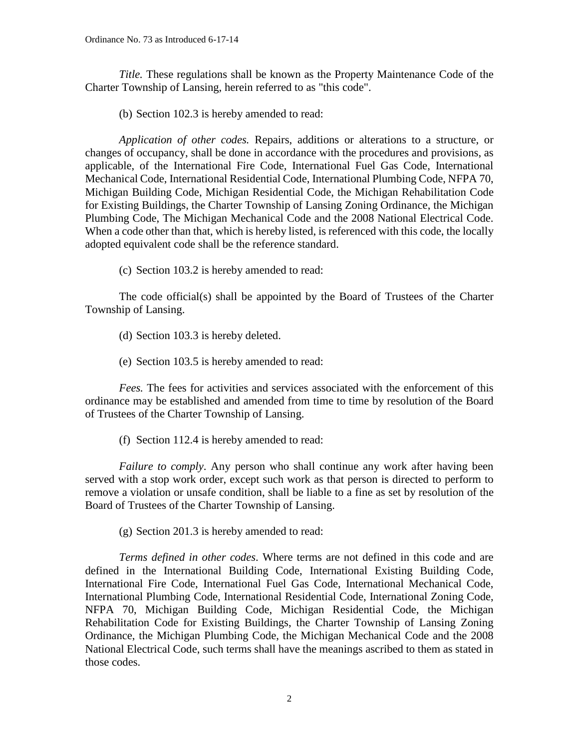*Title.* These regulations shall be known as the Property Maintenance Code of the Charter Township of Lansing, herein referred to as "this code".

(b) Section 102.3 is hereby amended to read:

*Application of other codes.* Repairs, additions or alterations to a structure, or changes of occupancy, shall be done in accordance with the procedures and provisions, as applicable, of the International Fire Code, International Fuel Gas Code, International Mechanical Code, International Residential Code, International Plumbing Code, NFPA 70, Michigan Building Code, Michigan Residential Code, the Michigan Rehabilitation Code for Existing Buildings, the Charter Township of Lansing Zoning Ordinance, the Michigan Plumbing Code, The Michigan Mechanical Code and the 2008 National Electrical Code. When a code other than that, which is hereby listed, is referenced with this code, the locally adopted equivalent code shall be the reference standard.

(c) Section 103.2 is hereby amended to read:

The code official(s) shall be appointed by the Board of Trustees of the Charter Township of Lansing.

(d) Section 103.3 is hereby deleted.

(e) Section 103.5 is hereby amended to read:

*Fees.* The fees for activities and services associated with the enforcement of this ordinance may be established and amended from time to time by resolution of the Board of Trustees of the Charter Township of Lansing.

(f) Section 112.4 is hereby amended to read:

*Failure to comply*. Any person who shall continue any work after having been served with a stop work order, except such work as that person is directed to perform to remove a violation or unsafe condition, shall be liable to a fine as set by resolution of the Board of Trustees of the Charter Township of Lansing.

(g) Section 201.3 is hereby amended to read:

*Terms defined in other codes*. Where terms are not defined in this code and are defined in the International Building Code, International Existing Building Code, International Fire Code, International Fuel Gas Code, International Mechanical Code, International Plumbing Code, International Residential Code, International Zoning Code, NFPA 70, Michigan Building Code, Michigan Residential Code, the Michigan Rehabilitation Code for Existing Buildings, the Charter Township of Lansing Zoning Ordinance, the Michigan Plumbing Code, the Michigan Mechanical Code and the 2008 National Electrical Code, such terms shall have the meanings ascribed to them as stated in those codes.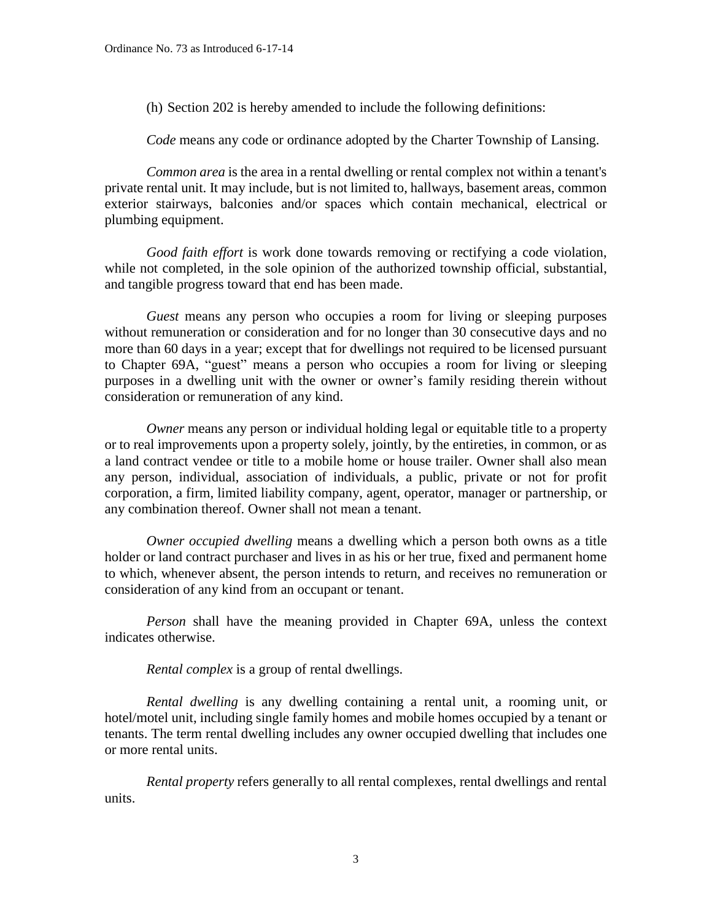(h) Section 202 is hereby amended to include the following definitions:

*Code* means any code or ordinance adopted by the Charter Township of Lansing.

*Common area* is the area in a rental dwelling or rental complex not within a tenant's private rental unit. It may include, but is not limited to, hallways, basement areas, common exterior stairways, balconies and/or spaces which contain mechanical, electrical or plumbing equipment.

*Good faith effort* is work done towards removing or rectifying a code violation, while not completed, in the sole opinion of the authorized township official, substantial, and tangible progress toward that end has been made.

*Guest* means any person who occupies a room for living or sleeping purposes without remuneration or consideration and for no longer than 30 consecutive days and no more than 60 days in a year; except that for dwellings not required to be licensed pursuant to Chapter 69A, "guest" means a person who occupies a room for living or sleeping purposes in a dwelling unit with the owner or owner's family residing therein without consideration or remuneration of any kind.

*Owner* means any person or individual holding legal or equitable title to a property or to real improvements upon a property solely, jointly, by the entireties, in common, or as a land contract vendee or title to a mobile home or house trailer. Owner shall also mean any person, individual, association of individuals, a public, private or not for profit corporation, a firm, limited liability company, agent, operator, manager or partnership, or any combination thereof. Owner shall not mean a tenant.

*Owner occupied dwelling* means a dwelling which a person both owns as a title holder or land contract purchaser and lives in as his or her true, fixed and permanent home to which, whenever absent, the person intends to return, and receives no remuneration or consideration of any kind from an occupant or tenant.

*Person* shall have the meaning provided in Chapter 69A, unless the context indicates otherwise.

*Rental complex* is a group of rental dwellings.

*Rental dwelling* is any dwelling containing a rental unit, a rooming unit, or hotel/motel unit, including single family homes and mobile homes occupied by a tenant or tenants. The term rental dwelling includes any owner occupied dwelling that includes one or more rental units.

*Rental property* refers generally to all rental complexes, rental dwellings and rental units.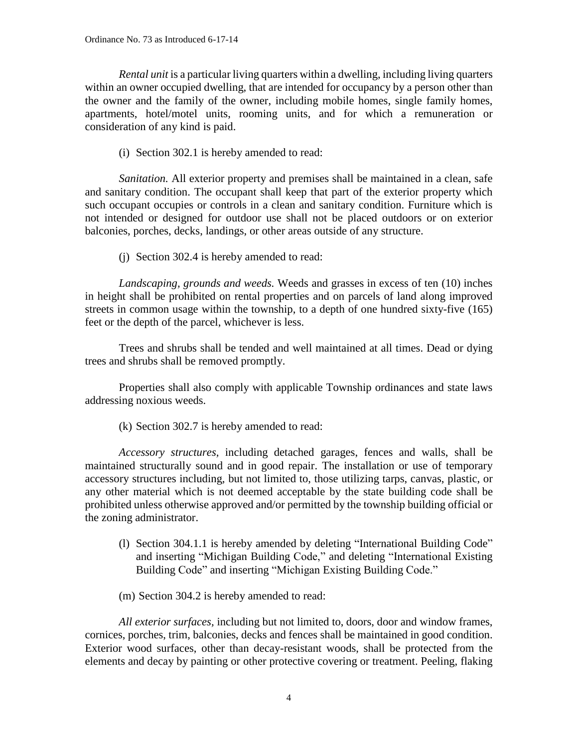*Rental unit* is a particular living quarters within a dwelling, including living quarters within an owner occupied dwelling, that are intended for occupancy by a person other than the owner and the family of the owner, including mobile homes, single family homes, apartments, hotel/motel units, rooming units, and for which a remuneration or consideration of any kind is paid.

(i) Section 302.1 is hereby amended to read:

*Sanitation.* All exterior property and premises shall be maintained in a clean, safe and sanitary condition. The occupant shall keep that part of the exterior property which such occupant occupies or controls in a clean and sanitary condition. Furniture which is not intended or designed for outdoor use shall not be placed outdoors or on exterior balconies, porches, decks, landings, or other areas outside of any structure.

(j) Section 302.4 is hereby amended to read:

*Landscaping, grounds and weeds.* Weeds and grasses in excess of ten (10) inches in height shall be prohibited on rental properties and on parcels of land along improved streets in common usage within the township, to a depth of one hundred sixty-five (165) feet or the depth of the parcel, whichever is less.

Trees and shrubs shall be tended and well maintained at all times. Dead or dying trees and shrubs shall be removed promptly.

Properties shall also comply with applicable Township ordinances and state laws addressing noxious weeds.

(k) Section 302.7 is hereby amended to read:

*Accessory structures,* including detached garages, fences and walls, shall be maintained structurally sound and in good repair. The installation or use of temporary accessory structures including, but not limited to, those utilizing tarps, canvas, plastic, or any other material which is not deemed acceptable by the state building code shall be prohibited unless otherwise approved and/or permitted by the township building official or the zoning administrator.

(l) Section 304.1.1 is hereby amended by deleting "International Building Code" and inserting "Michigan Building Code," and deleting "International Existing Building Code" and inserting "Michigan Existing Building Code."

(m) Section 304.2 is hereby amended to read:

*All exterior surfaces,* including but not limited to, doors, door and window frames, cornices, porches, trim, balconies, decks and fences shall be maintained in good condition. Exterior wood surfaces, other than decay-resistant woods, shall be protected from the elements and decay by painting or other protective covering or treatment. Peeling, flaking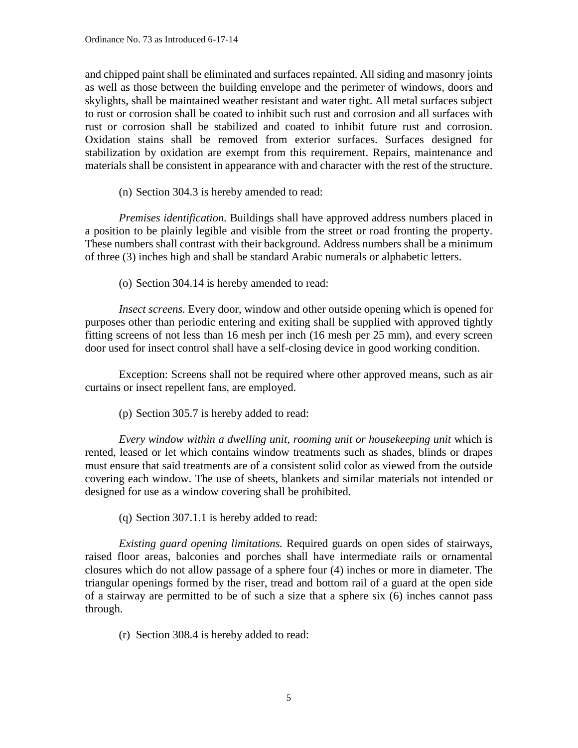and chipped paint shall be eliminated and surfaces repainted. All siding and masonry joints as well as those between the building envelope and the perimeter of windows, doors and skylights, shall be maintained weather resistant and water tight. All metal surfaces subject to rust or corrosion shall be coated to inhibit such rust and corrosion and all surfaces with rust or corrosion shall be stabilized and coated to inhibit future rust and corrosion. Oxidation stains shall be removed from exterior surfaces. Surfaces designed for stabilization by oxidation are exempt from this requirement. Repairs, maintenance and materials shall be consistent in appearance with and character with the rest of the structure.

(n) Section 304.3 is hereby amended to read:

*Premises identification.* Buildings shall have approved address numbers placed in a position to be plainly legible and visible from the street or road fronting the property. These numbers shall contrast with their background. Address numbers shall be a minimum of three (3) inches high and shall be standard Arabic numerals or alphabetic letters.

(o) Section 304.14 is hereby amended to read:

*Insect screens.* Every door, window and other outside opening which is opened for purposes other than periodic entering and exiting shall be supplied with approved tightly fitting screens of not less than 16 mesh per inch (16 mesh per 25 mm), and every screen door used for insect control shall have a self-closing device in good working condition.

Exception: Screens shall not be required where other approved means, such as air curtains or insect repellent fans, are employed.

(p) Section 305.7 is hereby added to read:

*Every window within a dwelling unit, rooming unit or housekeeping unit* which is rented, leased or let which contains window treatments such as shades, blinds or drapes must ensure that said treatments are of a consistent solid color as viewed from the outside covering each window. The use of sheets, blankets and similar materials not intended or designed for use as a window covering shall be prohibited.

(q) Section 307.1.1 is hereby added to read:

*Existing guard opening limitations.* Required guards on open sides of stairways, raised floor areas, balconies and porches shall have intermediate rails or ornamental closures which do not allow passage of a sphere four (4) inches or more in diameter. The triangular openings formed by the riser, tread and bottom rail of a guard at the open side of a stairway are permitted to be of such a size that a sphere six (6) inches cannot pass through.

(r) Section 308.4 is hereby added to read: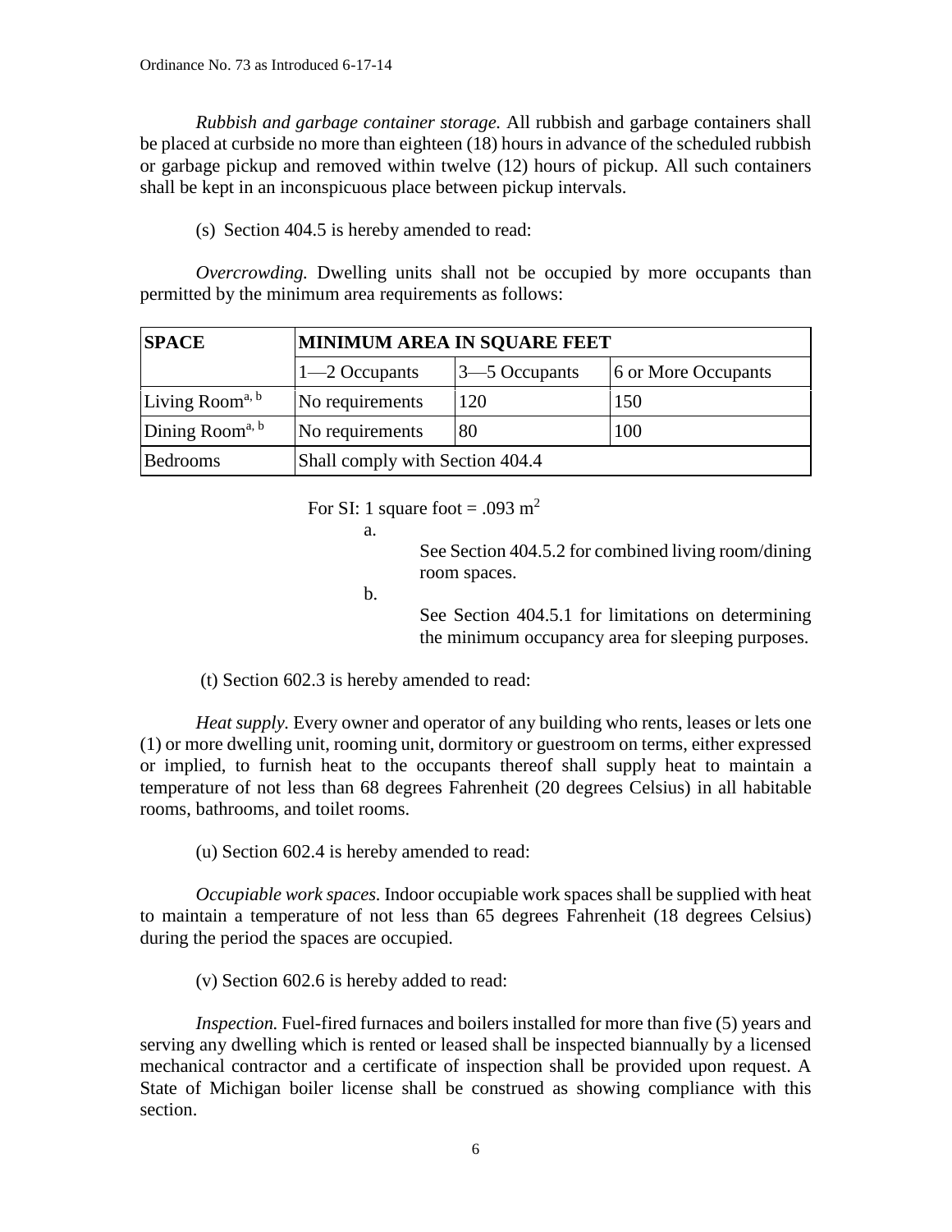*Rubbish and garbage container storage.* All rubbish and garbage containers shall be placed at curbside no more than eighteen (18) hours in advance of the scheduled rubbish or garbage pickup and removed within twelve (12) hours of pickup. All such containers shall be kept in an inconspicuous place between pickup intervals.

(s) Section 404.5 is hereby amended to read:

*Overcrowding.* Dwelling units shall not be occupied by more occupants than permitted by the minimum area requirements as follows:

| SPACE | MINIMUM AREA IN SQUARE FEET | | |
|---|---|---|---|
| | 1—2 Occupants | 3—5 Occupants | 6 or More Occupants |
| Living Room[a, b] | No requirements | 120 | 150 |
| Dining Room[a, b] | No requirements | 80 | 100 |
| Bedrooms | Shall comply with Section 404.4 | | |

For SI: 1 square foot = .093 $m^2$

a. See Section 404.5.2 for combined living room/dining room spaces.

b. See Section 404.5.1 for limitations on determining the minimum occupancy area for sleeping purposes.

(t) Section 602.3 is hereby amended to read:

*Heat supply.* Every owner and operator of any building who rents, leases or lets one (1) or more dwelling unit, rooming unit, dormitory or guestroom on terms, either expressed or implied, to furnish heat to the occupants thereof shall supply heat to maintain a temperature of not less than 68 degrees Fahrenheit (20 degrees Celsius) in all habitable rooms, bathrooms, and toilet rooms.

(u) Section 602.4 is hereby amended to read:

*Occupiable work spaces.* Indoor occupiable work spaces shall be supplied with heat to maintain a temperature of not less than 65 degrees Fahrenheit (18 degrees Celsius) during the period the spaces are occupied.

(v) Section 602.6 is hereby added to read:

*Inspection.* Fuel-fired furnaces and boilers installed for more than five (5) years and serving any dwelling which is rented or leased shall be inspected biannually by a licensed mechanical contractor and a certificate of inspection shall be provided upon request. A State of Michigan boiler license shall be construed as showing compliance with this section.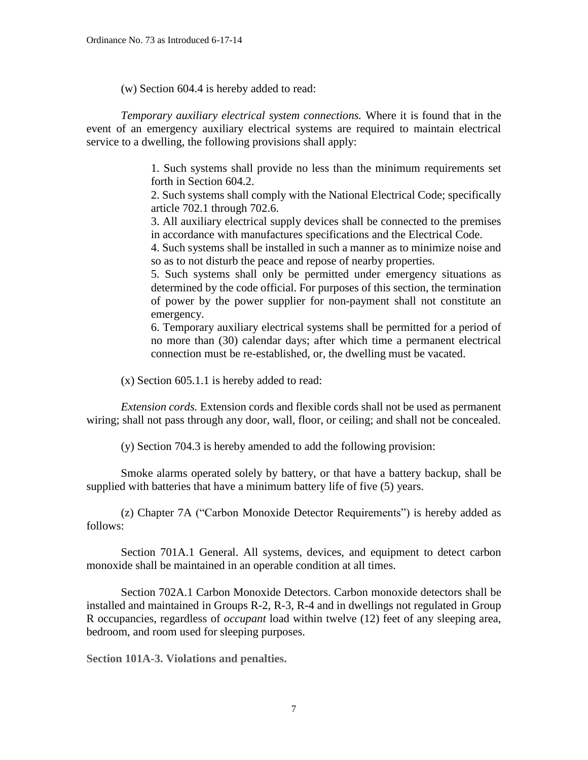(w) Section 604.4 is hereby added to read:

*Temporary auxiliary electrical system connections.* Where it is found that in the event of an emergency auxiliary electrical systems are required to maintain electrical service to a dwelling, the following provisions shall apply:

> 1. Such systems shall provide no less than the minimum requirements set forth in Section 604.2.
> 2. Such systems shall comply with the National Electrical Code; specifically article 702.1 through 702.6.
> 3. All auxiliary electrical supply devices shall be connected to the premises in accordance with manufactures specifications and the Electrical Code.
> 4. Such systems shall be installed in such a manner as to minimize noise and so as to not disturb the peace and repose of nearby properties.
> 5. Such systems shall only be permitted under emergency situations as determined by the code official. For purposes of this section, the termination of power by the power supplier for non-payment shall not constitute an emergency.
> 6. Temporary auxiliary electrical systems shall be permitted for a period of no more than (30) calendar days; after which time a permanent electrical connection must be re-established, or, the dwelling must be vacated.

(x) Section 605.1.1 is hereby added to read:

*Extension cords.* Extension cords and flexible cords shall not be used as permanent wiring; shall not pass through any door, wall, floor, or ceiling; and shall not be concealed.

(y) Section 704.3 is hereby amended to add the following provision:

Smoke alarms operated solely by battery, or that have a battery backup, shall be supplied with batteries that have a minimum battery life of five (5) years.

(z) Chapter 7A ("Carbon Monoxide Detector Requirements") is hereby added as follows:

Section 701A.1 General. All systems, devices, and equipment to detect carbon monoxide shall be maintained in an operable condition at all times.

Section 702A.1 Carbon Monoxide Detectors. Carbon monoxide detectors shall be installed and maintained in Groups R-2, R-3, R-4 and in dwellings not regulated in Group R occupancies, regardless of *occupant* load within twelve (12) feet of any sleeping area, bedroom, and room used for sleeping purposes.

**Section 101A-3. Violations and penalties.**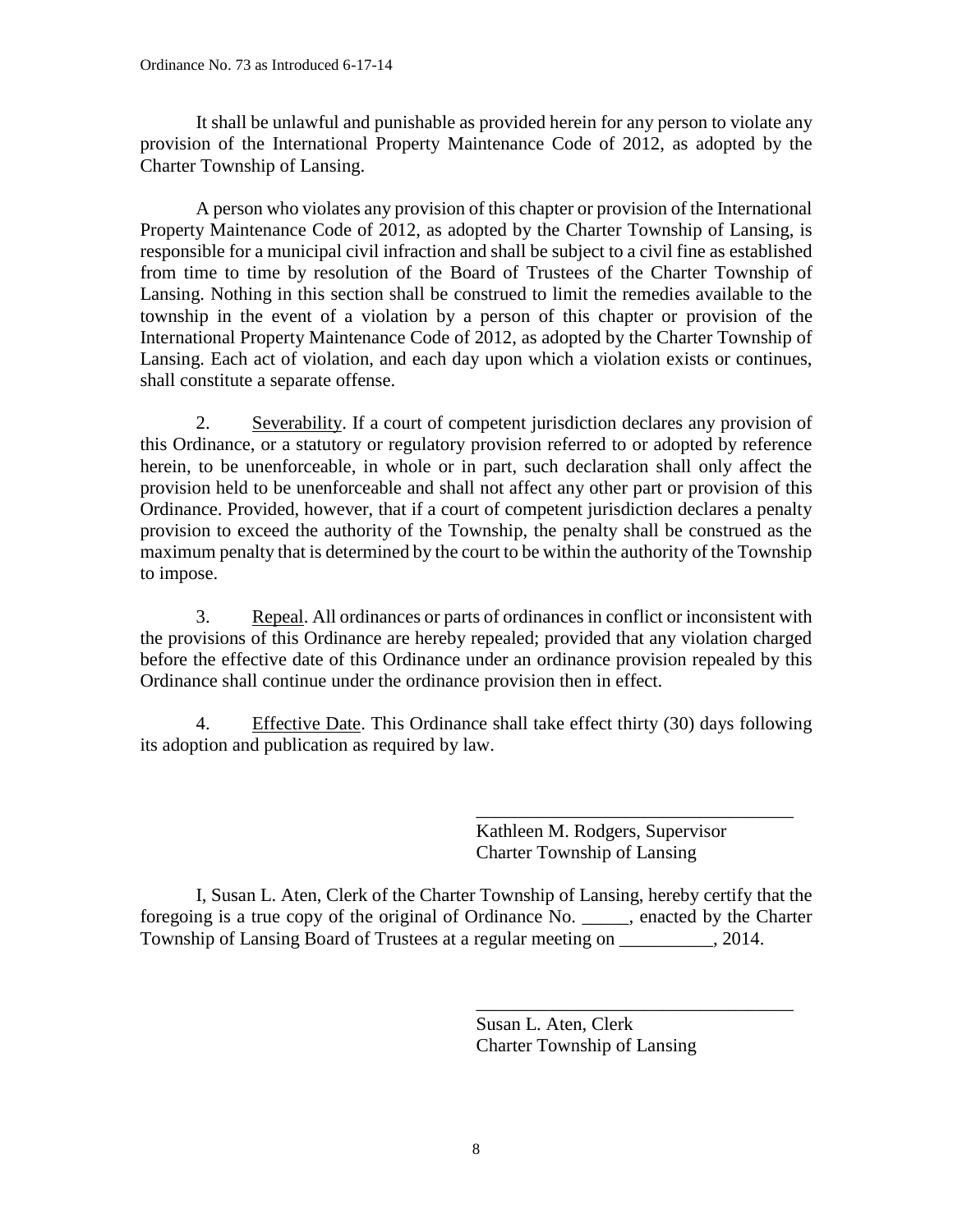It shall be unlawful and punishable as provided herein for any person to violate any provision of the International Property Maintenance Code of 2012, as adopted by the Charter Township of Lansing.

A person who violates any provision of this chapter or provision of the International Property Maintenance Code of 2012, as adopted by the Charter Township of Lansing, is responsible for a municipal civil infraction and shall be subject to a civil fine as established from time to time by resolution of the Board of Trustees of the Charter Township of Lansing. Nothing in this section shall be construed to limit the remedies available to the township in the event of a violation by a person of this chapter or provision of the International Property Maintenance Code of 2012, as adopted by the Charter Township of Lansing. Each act of violation, and each day upon which a violation exists or continues, shall constitute a separate offense.

2. Severability. If a court of competent jurisdiction declares any provision of this Ordinance, or a statutory or regulatory provision referred to or adopted by reference herein, to be unenforceable, in whole or in part, such declaration shall only affect the provision held to be unenforceable and shall not affect any other part or provision of this Ordinance. Provided, however, that if a court of competent jurisdiction declares a penalty provision to exceed the authority of the Township, the penalty shall be construed as the maximum penalty that is determined by the court to be within the authority of the Township to impose.

3. Repeal. All ordinances or parts of ordinances in conflict or inconsistent with the provisions of this Ordinance are hereby repealed; provided that any violation charged before the effective date of this Ordinance under an ordinance provision repealed by this Ordinance shall continue under the ordinance provision then in effect.

4. Effective Date. This Ordinance shall take effect thirty (30) days following its adoption and publication as required by law.

___________________________________
Kathleen M. Rodgers, Supervisor
Charter Township of Lansing

I, Susan L. Aten, Clerk of the Charter Township of Lansing, hereby certify that the foregoing is a true copy of the original of Ordinance No. _____, enacted by the Charter Township of Lansing Board of Trustees at a regular meeting on __________, 2014.

___________________________________
Susan L. Aten, Clerk
Charter Township of Lansing